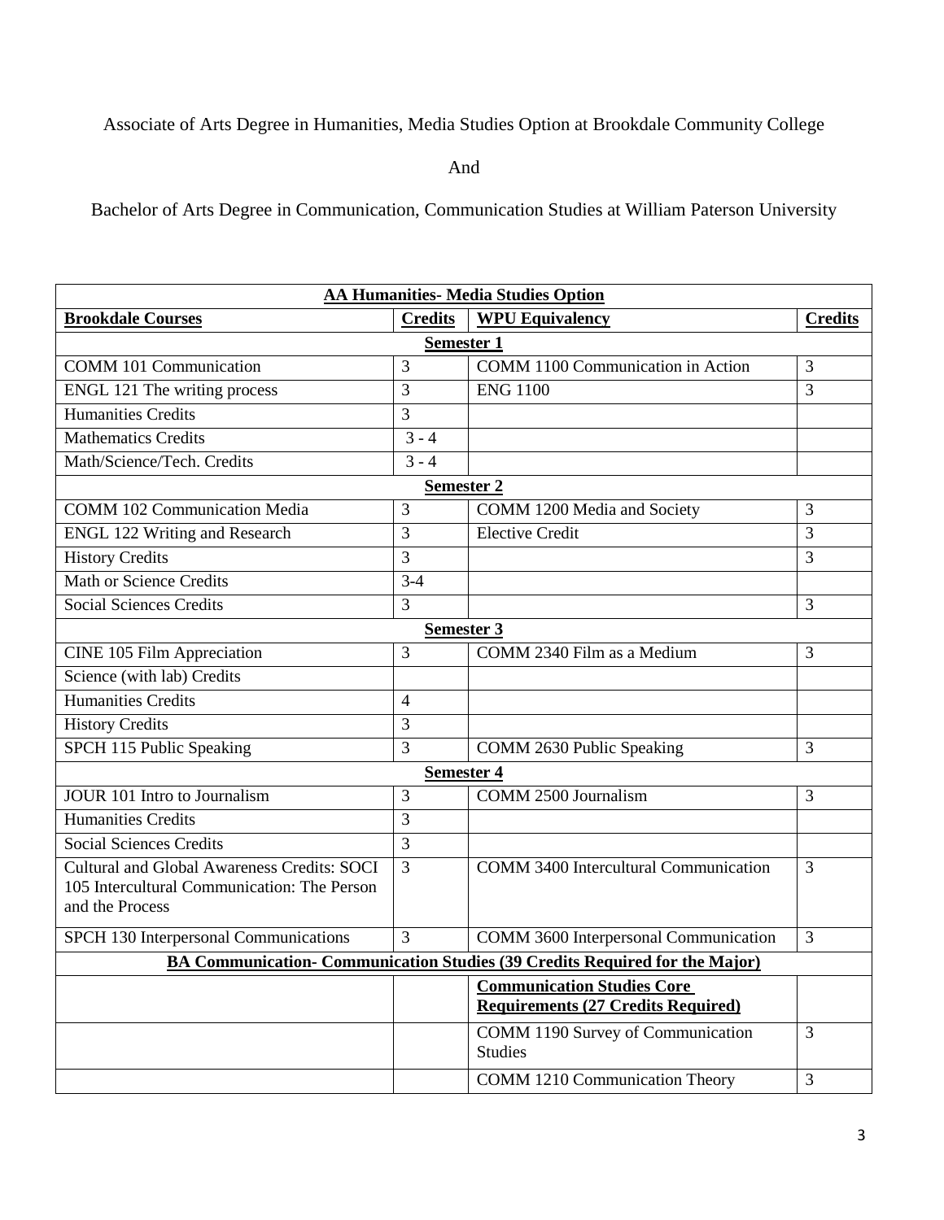Associate of Arts Degree in Humanities, Media Studies Option at Brookdale Community College

And

Bachelor of Arts Degree in Communication, Communication Studies at William Paterson University

| **AA Humanities- Media Studies Option** | | | |
|---|---|---|---|
| **Brookdale Courses** | **Credits** | **WPU Equivalency** | **Credits** |
| **Semester 1** | | | |
| COMM 101 Communication | 3 | COMM 1100 Communication in Action | 3 |
| ENGL 121 The writing process | 3 | ENG 1100 | 3 |
| Humanities Credits | 3 | | |
| Mathematics Credits | 3 - 4 | | |
| Math/Science/Tech. Credits | 3 - 4 | | |
| **Semester 2** | | | |
| COMM 102 Communication Media | 3 | COMM 1200 Media and Society | 3 |
| ENGL 122 Writing and Research | 3 | Elective Credit | 3 |
| History Credits | 3 | | 3 |
| Math or Science Credits | 3-4 | | |
| Social Sciences Credits | 3 | | 3 |
| **Semester 3** | | | |
| CINE 105 Film Appreciation | 3 | COMM 2340 Film as a Medium | 3 |
| Science (with lab) Credits | | | |
| Humanities Credits | 4 | | |
| History Credits | 3 | | |
| SPCH 115 Public Speaking | 3 | COMM 2630 Public Speaking | 3 |
| **Semester 4** | | | |
| JOUR 101 Intro to Journalism | 3 | COMM 2500 Journalism | 3 |
| Humanities Credits | 3 | | |
| Social Sciences Credits | 3 | | |
| Cultural and Global Awareness Credits: SOCI 105 Intercultural Communication: The Person and the Process | 3 | COMM 3400 Intercultural Communication | 3 |
| SPCH 130 Interpersonal Communications | 3 | COMM 3600 Interpersonal Communication | 3 |
| **BA Communication- Communication Studies (39 Credits Required for the Major)** | | | |
| | | **Communication Studies Core Requirements (27 Credits Required)** | |
| | | COMM 1190 Survey of Communication Studies | 3 |
| | | COMM 1210 Communication Theory | 3 |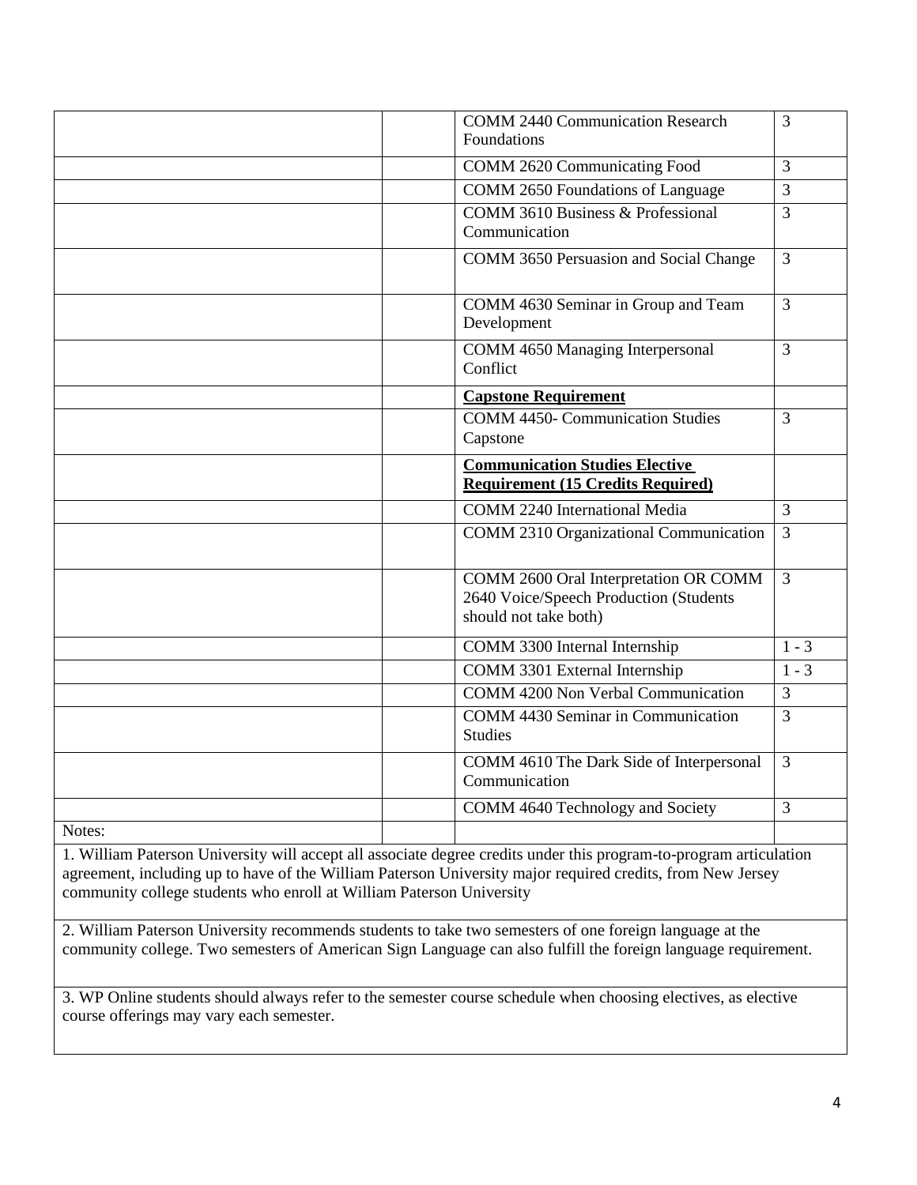| | | | |
|---|---|---|---|
| | | COMM 2440 Communication Research Foundations | 3 |
| | | COMM 2620 Communicating Food | 3 |
| | | COMM 2650 Foundations of Language | 3 |
| | | COMM 3610 Business & Professional Communication | 3 |
| | | COMM 3650 Persuasion and Social Change | 3 |
| | | COMM 4630 Seminar in Group and Team Development | 3 |
| | | COMM 4650 Managing Interpersonal Conflict | 3 |
| | | **Capstone Requirement** | |
| | | COMM 4450- Communication Studies Capstone | 3 |
| | | **Communication Studies Elective Requirement (15 Credits Required)** | |
| | | COMM 2240 International Media | 3 |
| | | COMM 2310 Organizational Communication | 3 |
| | | COMM 2600 Oral Interpretation OR COMM 2640 Voice/Speech Production (Students should not take both) | 3 |
| | | COMM 3300 Internal Internship | 1 - 3 |
| | | COMM 3301 External Internship | 1 - 3 |
| | | COMM 4200 Non Verbal Communication | 3 |
| | | COMM 4430 Seminar in Communication Studies | 3 |
| | | COMM 4610 The Dark Side of Interpersonal Communication | 3 |
| | | COMM 4640 Technology and Society | 3 |
| Notes: | | | |

1. William Paterson University will accept all associate degree credits under this program-to-program articulation agreement, including up to have of the William Paterson University major required credits, from New Jersey community college students who enroll at William Paterson University

2. William Paterson University recommends students to take two semesters of one foreign language at the community college. Two semesters of American Sign Language can also fulfill the foreign language requirement.

3. WP Online students should always refer to the semester course schedule when choosing electives, as elective course offerings may vary each semester.